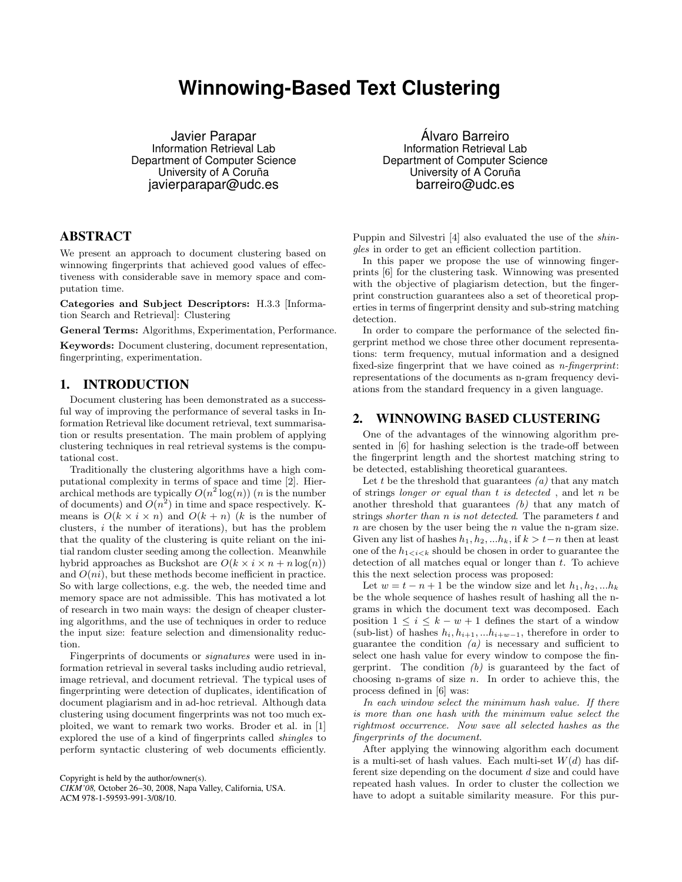# Winnowing-Based Text Clustering

Javier Parapar
Information Retrieval Lab
Department of Computer Science
University of A Coruña
javierparapar@udc.es

Álvaro Barreiro
Information Retrieval Lab
Department of Computer Science
University of A Coruña
barreiro@udc.es

## ABSTRACT

We present an approach to document clustering based on winnowing fingerprints that achieved good values of effectiveness with considerable save in memory space and computation time.

**Categories and Subject Descriptors:** H.3.3 [Information Search and Retrieval]: Clustering

**General Terms:** Algorithms, Experimentation, Performance.

**Keywords:** Document clustering, document representation, fingerprinting, experimentation.

## 1. INTRODUCTION

Document clustering has been demonstrated as a successful way of improving the performance of several tasks in Information Retrieval like document retrieval, text summarisation or results presentation. The main problem of applying clustering techniques in real retrieval systems is the computational cost.

Traditionally the clustering algorithms have a high computational complexity in terms of space and time [2]. Hierarchical methods are typically $O(n^2 \log(n))$ ($n$ is the number of documents) and $O(n^2)$ in time and space respectively. K-means is $O(k \times i \times n)$ and $O(k + n)$ ($k$ is the number of clusters, $i$ the number of iterations), but has the problem that the quality of the clustering is quite reliant on the initial random cluster seeding among the collection. Meanwhile hybrid approaches as Buckshot are $O(k \times i \times n + n \log(n))$ and $O(ni)$, but these methods become inefficient in practice. So with large collections, e.g. the web, the needed time and memory space are not admissible. This has motivated a lot of research in two main ways: the design of cheaper clustering algorithms, and the use of techniques in order to reduce the input size: feature selection and dimensionality reduction.

Fingerprints of documents or *signatures* were used in information retrieval in several tasks including audio retrieval, image retrieval, and document retrieval. The typical uses of fingerprinting were detection of duplicates, identification of document plagiarism and in ad-hoc retrieval. Although data clustering using document fingerprints was not too much exploited, we want to remark two works. Broder et al. in [1] explored the use of a kind of fingerprints called *shingles* to perform syntactic clustering of web documents efficiently. Puppin and Silvestri [4] also evaluated the use of the *shingles* in order to get an efficient collection partition.

In this paper we propose the use of winnowing fingerprints [6] for the clustering task. Winnowing was presented with the objective of plagiarism detection, but the fingerprint construction guarantees also a set of theoretical properties in terms of fingerprint density and sub-string matching detection.

In order to compare the performance of the selected fingerprint method we chose three other document representations: term frequency, mutual information and a designed fixed-size fingerprint that we have coined as *n-fingerprint*: representations of the documents as n-gram frequency deviations from the standard frequency in a given language.

Copyright is held by the author/owner(s).
*CIKM'08,* October 26–30, 2008, Napa Valley, California, USA.
ACM 978-1-59593-991-3/08/10.

## 2. WINNOWING BASED CLUSTERING

One of the advantages of the winnowing algorithm presented in [6] for hashing selection is the trade-off between the fingerprint length and the shortest matching string to be detected, establishing theoretical guarantees.

Let $t$ be the threshold that guarantees *(a)* that any match of strings *longer or equal than t is detected* , and let $n$ be another threshold that guarantees *(b)* that any match of strings *shorter than n is not detected*. The parameters $t$ and $n$ are chosen by the user being the $n$ value the n-gram size. Given any list of hashes $h_1, h_2, ...h_k$, if $k > t-n$ then at least one of the $h_{1<i<k}$ should be chosen in order to guarantee the detection of all matches equal or longer than $t$. To achieve this the next selection process was proposed:

Let $w = t - n + 1$ be the window size and let $h_1, h_2, ...h_k$ be the whole sequence of hashes result of hashing all the n-grams in which the document text was decomposed. Each position $1 \leq i \leq k - w + 1$ defines the start of a window (sub-list) of hashes $h_i, h_{i+1}, ...h_{i+w-1}$, therefore in order to guarantee the condition *(a)* is necessary and sufficient to select one hash value for every window to compose the fingerprint. The condition *(b)* is guaranteed by the fact of choosing n-grams of size $n$. In order to achieve this, the process defined in [6] was:

*In each window select the minimum hash value. If there is more than one hash with the minimum value select the rightmost occurrence. Now save all selected hashes as the fingerprints of the document.*

After applying the winnowing algorithm each document is a multi-set of hash values. Each multi-set $W(d)$ has different size depending on the document $d$ size and could have repeated hash values. In order to cluster the collection we have to adopt a suitable similarity measure. For this pur-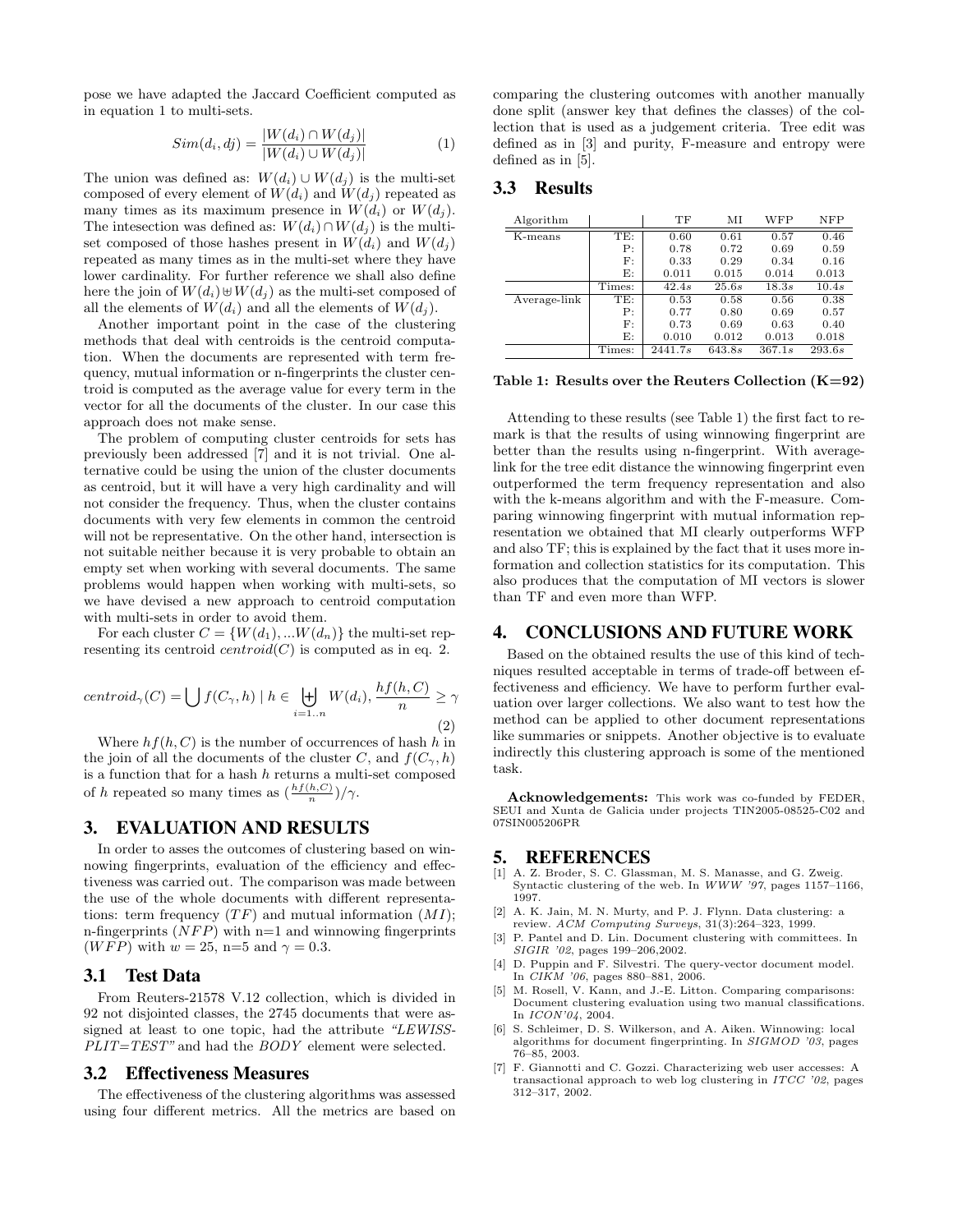pose we have adapted the Jaccard Coefficient computed as in equation 1 to multi-sets.

$$Sim(d_i, dj) = \frac{|W(d_i) \cap W(d_j)|}{|W(d_i) \cup W(d_j)|} \quad (1)$$

The union was defined as: $W(d_i) \cup W(d_j)$ is the multi-set composed of every element of $W(d_i)$ and $W(d_j)$ repeated as many times as its maximum presence in $W(d_i)$ or $W(d_j)$. The intesection was defined as: $W(d_i) \cap W(d_j)$ is the multi-set composed of those hashes present in $W(d_i)$ and $W(d_j)$ repeated as many times as in the multi-set where they have lower cardinality. For further reference we shall also define here the join of $W(d_i) \uplus W(d_j)$ as the multi-set composed of all the elements of $W(d_i)$ and all the elements of $W(d_j)$.

Another important point in the case of the clustering methods that deal with centroids is the centroid computation. When the documents are represented with term frequency, mutual information or n-fingerprints the cluster centroid is computed as the average value for every term in the vector for all the documents of the cluster. In our case this approach does not make sense.

The problem of computing cluster centroids for sets has previously been addressed [7] and it is not trivial. One alternative could be using the union of the cluster documents as centroid, but it will have a very high cardinality and will not consider the frequency. Thus, when the cluster contains documents with very few elements in common the centroid will not be representative. On the other hand, intersection is not suitable neither because it is very probable to obtain an empty set when working with several documents. The same problems would happen when working with multi-sets, so we have devised a new approach to centroid computation with multi-sets in order to avoid them.

For each cluster $C = \{W(d_1), ...W(d_n)\}$ the multi-set representing its centroid $centroid(C)$ is computed as in eq. 2.

$$centroid_\gamma(C) = \bigcup f(C_\gamma, h) \mid h \in \biguplus_{i=1..n} W(d_i), \frac{hf(h, C)}{n} \geq \gamma \quad (2)$$

Where $hf(h, C)$ is the number of occurrences of hash $h$ in the join of all the documents of the cluster $C$, and $f(C_\gamma, h)$ is a function that for a hash $h$ returns a multi-set composed of $h$ repeated so many times as $(\frac{hf(h,C)}{n})/\gamma$.

## 3. EVALUATION AND RESULTS

In order to asses the outcomes of clustering based on winnowing fingerprints, evaluation of the efficiency and effectiveness was carried out. The comparison was made between the use of the whole documents with different representations: term frequency ($TF$) and mutual information ($MI$); n-fingerprints ($NFP$) with n=1 and winnowing fingerprints ($WFP$) with $w = 25$, n=5 and $\gamma = 0.3$.

### 3.1 Test Data

From Reuters-21578 V.12 collection, which is divided in 92 not disjointed classes, the 2745 documents that were assigned at least to one topic, had the attribute *"LEWISSPLIT=TEST"* and had the *BODY* element were selected.

### 3.2 Effectiveness Measures

The effectiveness of the clustering algorithms was assessed using four different metrics. All the metrics are based on comparing the clustering outcomes with another manually done split (answer key that defines the classes) of the collection that is used as a judgement criteria. Tree edit was defined as in [3] and purity, F-measure and entropy were defined as in [5].

### 3.3 Results

| Algorithm | | TF | MI | WFP | NFP |
|---|---|---|---|---|---|
| K-means | TE: | 0.60 | 0.61 | 0.57 | 0.46 |
| | P: | 0.78 | 0.72 | 0.69 | 0.59 |
| | F: | 0.33 | 0.29 | 0.34 | 0.16 |
| | E: | 0.011 | 0.015 | 0.014 | 0.013 |
| | Times: | 42.4*s* | 25.6*s* | 18.3*s* | 10.4*s* |
| Average-link | TE: | 0.53 | 0.58 | 0.56 | 0.38 |
| | P: | 0.77 | 0.80 | 0.69 | 0.57 |
| | F: | 0.73 | 0.69 | 0.63 | 0.40 |
| | E: | 0.010 | 0.012 | 0.013 | 0.018 |
| | Times: | 2441.7*s* | 643.8*s* | 367.1*s* | 293.6*s* |

**Table 1: Results over the Reuters Collection (K=92)**

Attending to these results (see Table 1) the first fact to remark is that the results of using winnowing fingerprint are better than the results using n-fingerprint. With average-link for the tree edit distance the winnowing fingerprint even outperformed the term frequency representation and also with the k-means algorithm and with the F-measure. Comparing winnowing fingerprint with mutual information representation we obtained that MI clearly outperforms WFP and also TF; this is explained by the fact that it uses more information and collection statistics for its computation. This also produces that the computation of MI vectors is slower than TF and even more than WFP.

## 4. CONCLUSIONS AND FUTURE WORK

Based on the obtained results the use of this kind of techniques resulted acceptable in terms of trade-off between effectiveness and efficiency. We have to perform further evaluation over larger collections. We also want to test how the method can be applied to other document representations like summaries or snippets. Another objective is to evaluate indirectly this clustering approach is some of the mentioned task.

**Acknowledgements:** This work was co-funded by FEDER, SEUI and Xunta de Galicia under projects TIN2005-08525-C02 and 07SIN005206PR

## 5. REFERENCES

[1] A. Z. Broder, S. C. Glassman, M. S. Manasse, and G. Zweig. Syntactic clustering of the web. In *WWW '97*, pages 1157–1166, 1997.

[2] A. K. Jain, M. N. Murty, and P. J. Flynn. Data clustering: a review. *ACM Computing Surveys*, 31(3):264–323, 1999.

[3] P. Pantel and D. Lin. Document clustering with committees. In *SIGIR '02*, pages 199–206,2002.

[4] D. Puppin and F. Silvestri. The query-vector document model. In *CIKM '06*, pages 880–881, 2006.

[5] M. Rosell, V. Kann, and J.-E. Litton. Comparing comparisons: Document clustering evaluation using two manual classifications. In *ICON'04*, 2004.

[6] S. Schleimer, D. S. Wilkerson, and A. Aiken. Winnowing: local algorithms for document fingerprinting. In *SIGMOD '03*, pages 76–85, 2003.

[7] F. Giannotti and C. Gozzi. Characterizing web user accesses: A transactional approach to web log clustering in *ITCC '02*, pages 312–317, 2002.